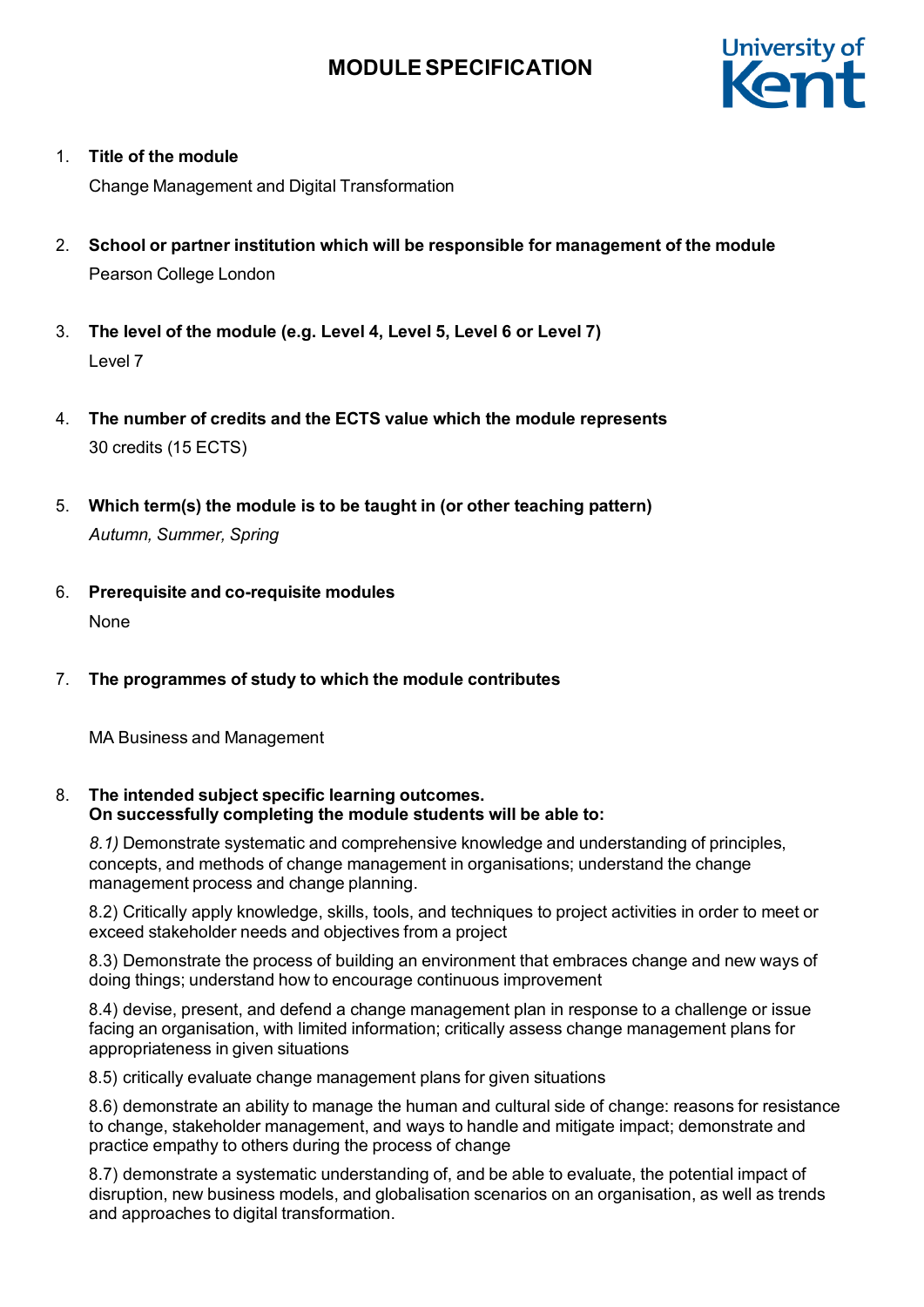# MODULE SPECIFICATION

1. **Title of the module**

   Change Management and Digital Transformation

2. **School or partner institution which will be responsible for management of the module**

   Pearson College London

3. **The level of the module (e.g. Level 4, Level 5, Level 6 or Level 7)**

   Level 7

4. **The number of credits and the ECTS value which the module represents**

   30 credits (15 ECTS)

5. **Which term(s) the module is to be taught in (or other teaching pattern)**

   *Autumn, Summer, Spring*

6. **Prerequisite and co-requisite modules**

   None

7. **The programmes of study to which the module contributes**

   MA Business and Management

8. **The intended subject specific learning outcomes.**
   **On successfully completing the module students will be able to:**

   *8.1)* Demonstrate systematic and comprehensive knowledge and understanding of principles, concepts, and methods of change management in organisations; understand the change management process and change planning.

   8.2) Critically apply knowledge, skills, tools, and techniques to project activities in order to meet or exceed stakeholder needs and objectives from a project

   8.3) Demonstrate the process of building an environment that embraces change and new ways of doing things; understand how to encourage continuous improvement

   8.4) devise, present, and defend a change management plan in response to a challenge or issue facing an organisation, with limited information; critically assess change management plans for appropriateness in given situations

   8.5) critically evaluate change management plans for given situations

   8.6) demonstrate an ability to manage the human and cultural side of change: reasons for resistance to change, stakeholder management, and ways to handle and mitigate impact; demonstrate and practice empathy to others during the process of change

   8.7) demonstrate a systematic understanding of, and be able to evaluate, the potential impact of disruption, new business models, and globalisation scenarios on an organisation, as well as trends and approaches to digital transformation.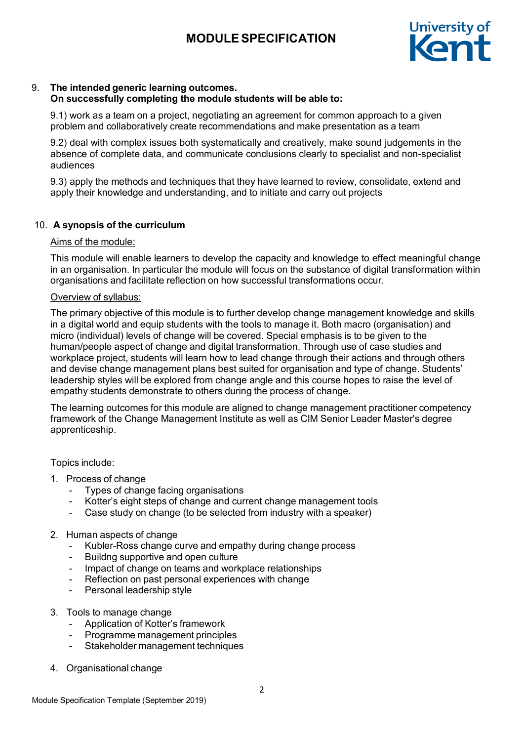9. **The intended generic learning outcomes.**
   **On successfully completing the module students will be able to:**

   9.1) work as a team on a project, negotiating an agreement for common approach to a given problem and collaboratively create recommendations and make presentation as a team

   9.2) deal with complex issues both systematically and creatively, make sound judgements in the absence of complete data, and communicate conclusions clearly to specialist and non-specialist audiences

   9.3) apply the methods and techniques that they have learned to review, consolidate, extend and apply their knowledge and understanding, and to initiate and carry out projects

10. **A synopsis of the curriculum**

<u>Aims of the module:</u>

This module will enable learners to develop the capacity and knowledge to effect meaningful change in an organisation. In particular the module will focus on the substance of digital transformation within organisations and facilitate reflection on how successful transformations occur.

<u>Overview of syllabus:</u>

The primary objective of this module is to further develop change management knowledge and skills in a digital world and equip students with the tools to manage it. Both macro (organisation) and micro (individual) levels of change will be covered. Special emphasis is to be given to the human/people aspect of change and digital transformation. Through use of case studies and workplace project, students will learn how to lead change through their actions and through others and devise change management plans best suited for organisation and type of change. Students' leadership styles will be explored from change angle and this course hopes to raise the level of empathy students demonstrate to others during the process of change.

The learning outcomes for this module are aligned to change management practitioner competency framework of the Change Management Institute as well as CIM Senior Leader Master's degree apprenticeship.

Topics include:

1. Process of change
   - Types of change facing organisations
   - Kotter's eight steps of change and current change management tools
   - Case study on change (to be selected from industry with a speaker)

2. Human aspects of change
   - Kubler-Ross change curve and empathy during change process
   - Buildng supportive and open culture
   - Impact of change on teams and workplace relationships
   - Reflection on past personal experiences with change
   - Personal leadership style

3. Tools to manage change
   - Application of Kotter's framework
   - Programme management principles
   - Stakeholder management techniques

4. Organisational change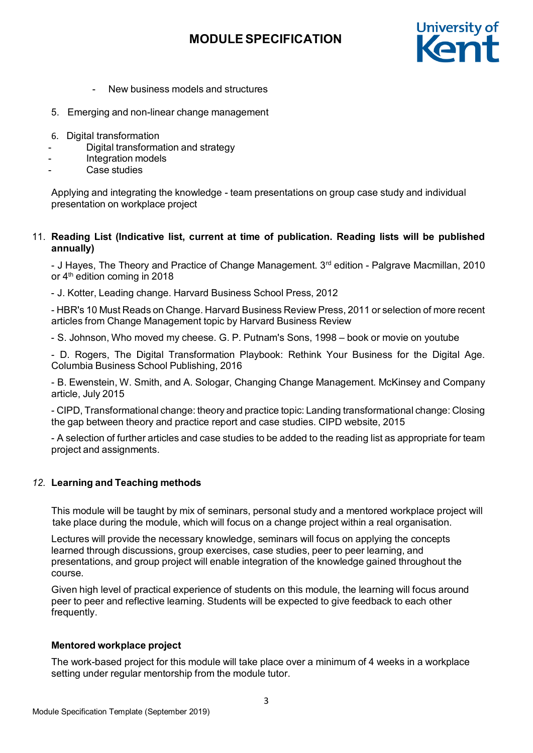- New business models and structures

5. Emerging and non-linear change management

6. Digital transformation
   - Digital transformation and strategy
   - Integration models
   - Case studies

Applying and integrating the knowledge - team presentations on group case study and individual presentation on workplace project

11. **Reading List (Indicative list, current at time of publication. Reading lists will be published annually)**

- J Hayes, The Theory and Practice of Change Management. 3rd edition - Palgrave Macmillan, 2010 or 4th edition coming in 2018

- J. Kotter, Leading change. Harvard Business School Press, 2012

- HBR's 10 Must Reads on Change. Harvard Business Review Press, 2011 or selection of more recent articles from Change Management topic by Harvard Business Review

- S. Johnson, Who moved my cheese. G. P. Putnam's Sons, 1998 – book or movie on youtube

- D. Rogers, The Digital Transformation Playbook: Rethink Your Business for the Digital Age. Columbia Business School Publishing, 2016

- B. Ewenstein, W. Smith, and A. Sologar, Changing Change Management. McKinsey and Company article, July 2015

- CIPD, Transformational change: theory and practice topic: Landing transformational change: Closing the gap between theory and practice report and case studies. CIPD website, 2015

- A selection of further articles and case studies to be added to the reading list as appropriate for team project and assignments.

*12.* **Learning and Teaching methods**

This module will be taught by mix of seminars, personal study and a mentored workplace project will take place during the module, which will focus on a change project within a real organisation.

Lectures will provide the necessary knowledge, seminars will focus on applying the concepts learned through discussions, group exercises, case studies, peer to peer learning, and presentations, and group project will enable integration of the knowledge gained throughout the course.

Given high level of practical experience of students on this module, the learning will focus around peer to peer and reflective learning. Students will be expected to give feedback to each other frequently.

**Mentored workplace project**

The work-based project for this module will take place over a minimum of 4 weeks in a workplace setting under regular mentorship from the module tutor.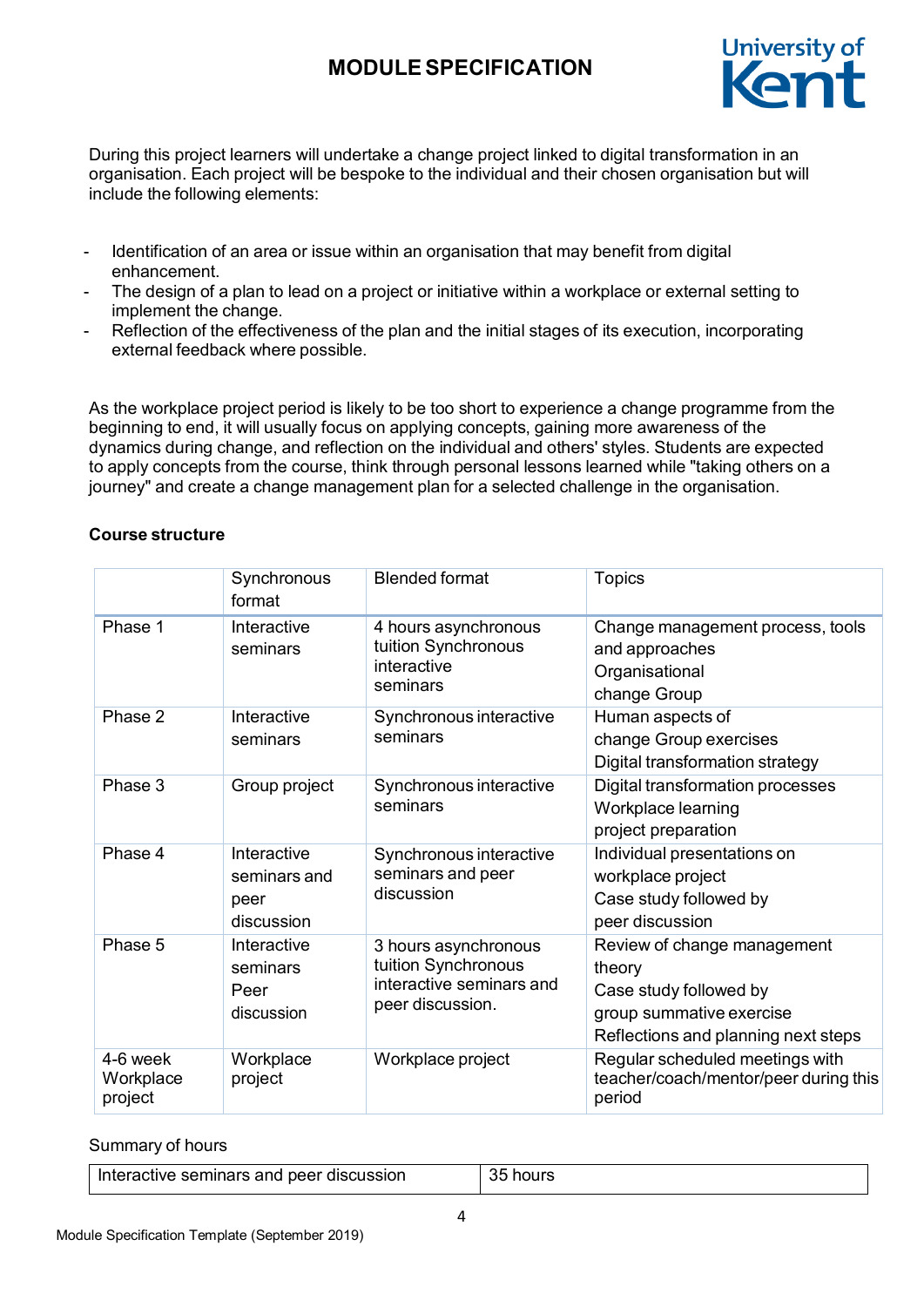During this project learners will undertake a change project linked to digital transformation in an organisation. Each project will be bespoke to the individual and their chosen organisation but will include the following elements:

- Identification of an area or issue within an organisation that may benefit from digital enhancement.
- The design of a plan to lead on a project or initiative within a workplace or external setting to implement the change.
- Reflection of the effectiveness of the plan and the initial stages of its execution, incorporating external feedback where possible.

As the workplace project period is likely to be too short to experience a change programme from the beginning to end, it will usually focus on applying concepts, gaining more awareness of the dynamics during change, and reflection on the individual and others' styles. Students are expected to apply concepts from the course, think through personal lessons learned while "taking others on a journey" and create a change management plan for a selected challenge in the organisation.

**Course structure**

| | Synchronous format | Blended format | Topics |
|---|---|---|---|
| Phase 1 | Interactive seminars | 4 hours asynchronous tuition Synchronous interactive seminars | Change management process, tools and approaches<br>Organisational change Group |
| Phase 2 | Interactive seminars | Synchronous interactive seminars | Human aspects of change Group exercises<br>Digital transformation strategy |
| Phase 3 | Group project | Synchronous interactive seminars | Digital transformation processes<br>Workplace learning project preparation |
| Phase 4 | Interactive seminars and peer discussion | Synchronous interactive seminars and peer discussion | Individual presentations on workplace project<br>Case study followed by peer discussion |
| Phase 5 | Interactive seminars Peer discussion | 3 hours asynchronous tuition Synchronous interactive seminars and peer discussion. | Review of change management theory<br>Case study followed by group summative exercise<br>Reflections and planning next steps |
| 4-6 week Workplace project | Workplace project | Workplace project | Regular scheduled meetings with teacher/coach/mentor/peer during this period |

Summary of hours

| Interactive seminars and peer discussion | 35 hours |
|---|---|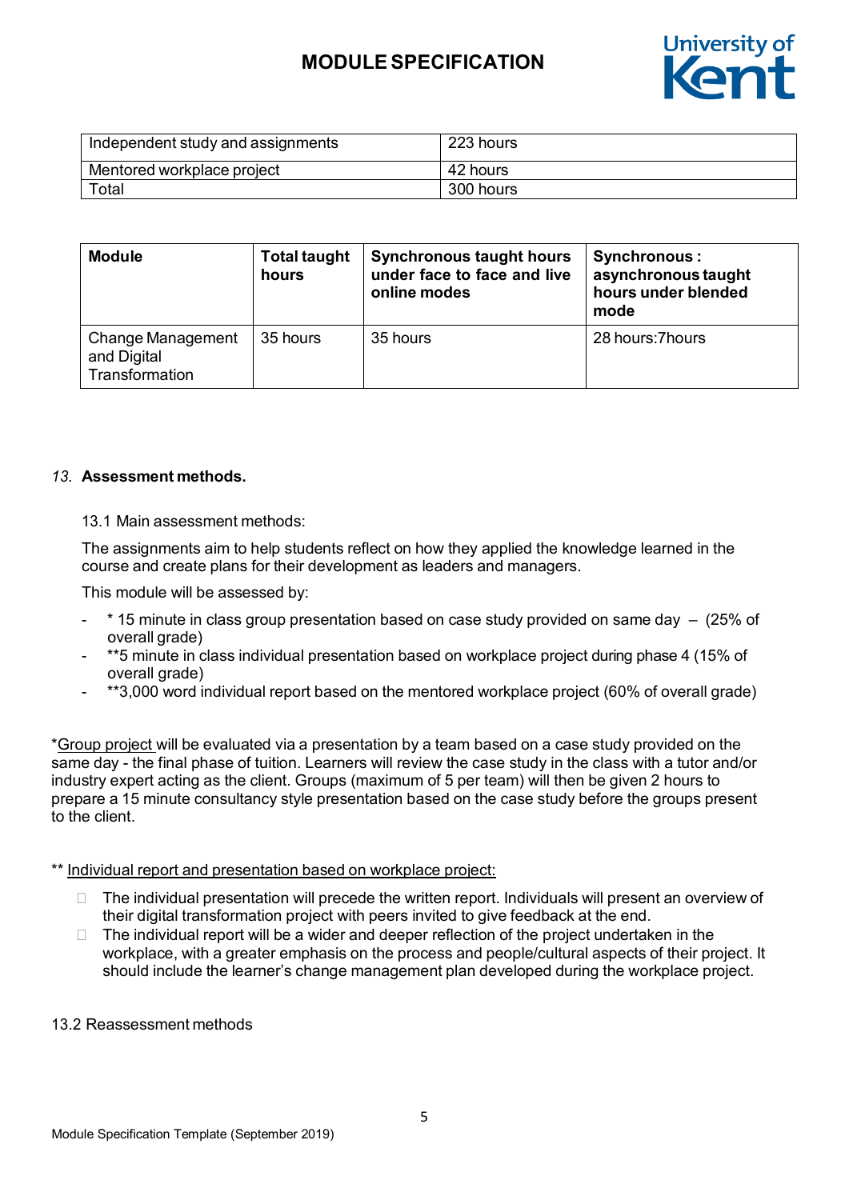| Independent study and assignments | 223 hours |
| --- | --- |
| Mentored workplace project | 42 hours |
| Total | 300 hours |

| Module | Total taught hours | Synchronous taught hours under face to face and live online modes | Synchronous : asynchronous taught hours under blended mode |
| --- | --- | --- | --- |
| Change Management and Digital Transformation | 35 hours | 35 hours | 28 hours:7hours |

*13.* **Assessment methods.**

13.1 Main assessment methods:

The assignments aim to help students reflect on how they applied the knowledge learned in the course and create plans for their development as leaders and managers.

This module will be assessed by:

- * 15 minute in class group presentation based on case study provided on same day – (25% of overall grade)
- **5 minute in class individual presentation based on workplace project during phase 4 (15% of overall grade)
- **3,000 word individual report based on the mentored workplace project (60% of overall grade)

*Group project will be evaluated via a presentation by a team based on a case study provided on the same day - the final phase of tuition. Learners will review the case study in the class with a tutor and/or industry expert acting as the client. Groups (maximum of 5 per team) will then be given 2 hours to prepare a 15 minute consultancy style presentation based on the case study before the groups present to the client.

** Individual report and presentation based on workplace project:

- The individual presentation will precede the written report. Individuals will present an overview of their digital transformation project with peers invited to give feedback at the end.
- The individual report will be a wider and deeper reflection of the project undertaken in the workplace, with a greater emphasis on the process and people/cultural aspects of their project. It should include the learner's change management plan developed during the workplace project.

13.2 Reassessment methods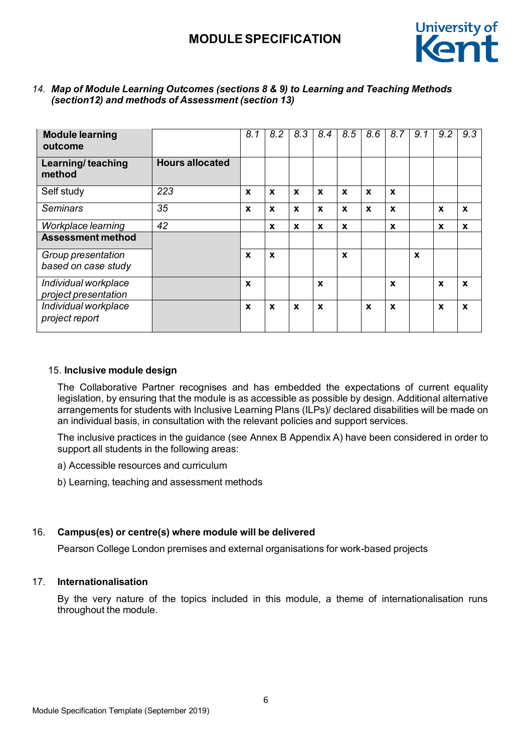14. ***Map of Module Learning Outcomes (sections 8 & 9) to Learning and Teaching Methods (section12) and methods of Assessment (section 13)***

| **Module learning outcome** | | *8.1* | *8.2* | *8.3* | *8.4* | *8.5* | *8.6* | *8.7* | *9.1* | *9.2* | *9.3* |
|---|---|---|---|---|---|---|---|---|---|---|---|
| **Learning/ teaching method** | **Hours allocated** | | | | | | | | | | |
| Self study | *223* | **x** | **x** | **x** | **x** | **x** | **x** | **x** | | | |
| *Seminars* | *35* | **x** | **x** | **x** | **x** | **x** | **x** | **x** | | **x** | **x** |
| *Workplace learning* | *42* | | **x** | **x** | **x** | **x** | | **x** | | **x** | **x** |
| **Assessment method** | | | | | | | | | | | |
| *Group presentation based on case study* | | **x** | **x** | | | **x** | | | **x** | | |
| *Individual workplace project presentation* | | **x** | | | **x** | | | **x** | | **x** | **x** |
| *Individual workplace project report* | | **x** | **x** | **x** | **x** | | **x** | **x** | | **x** | **x** |

15. **Inclusive module design**

The Collaborative Partner recognises and has embedded the expectations of current equality legislation, by ensuring that the module is as accessible as possible by design. Additional alternative arrangements for students with Inclusive Learning Plans (ILPs)/ declared disabilities will be made on an individual basis, in consultation with the relevant policies and support services.

The inclusive practices in the guidance (see Annex B Appendix A) have been considered in order to support all students in the following areas:

a) Accessible resources and curriculum

b) Learning, teaching and assessment methods

16. **Campus(es) or centre(s) where module will be delivered**

Pearson College London premises and external organisations for work-based projects

17. **Internationalisation**

By the very nature of the topics included in this module, a theme of internationalisation runs throughout the module.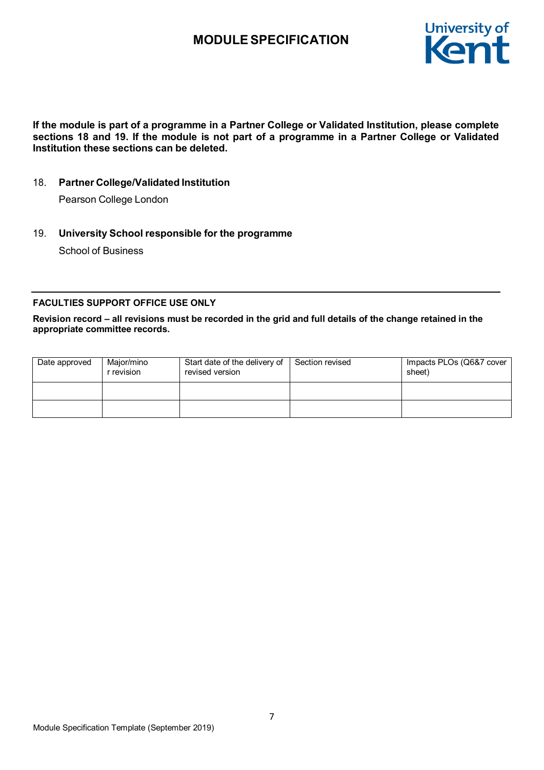**If the module is part of a programme in a Partner College or Validated Institution, please complete sections 18 and 19. If the module is not part of a programme in a Partner College or Validated Institution these sections can be deleted.**

18. **Partner College/Validated Institution**

    Pearson College London

19. **University School responsible for the programme**

    School of Business

---

**FACULTIES SUPPORT OFFICE USE ONLY**

**Revision record – all revisions must be recorded in the grid and full details of the change retained in the appropriate committee records.**

| Date approved | Major/minor revision | Start date of the delivery of revised version | Section revised | Impacts PLOs (Q6&7 cover sheet) |
|---|---|---|---|---|
| | | | | |
| | | | | |